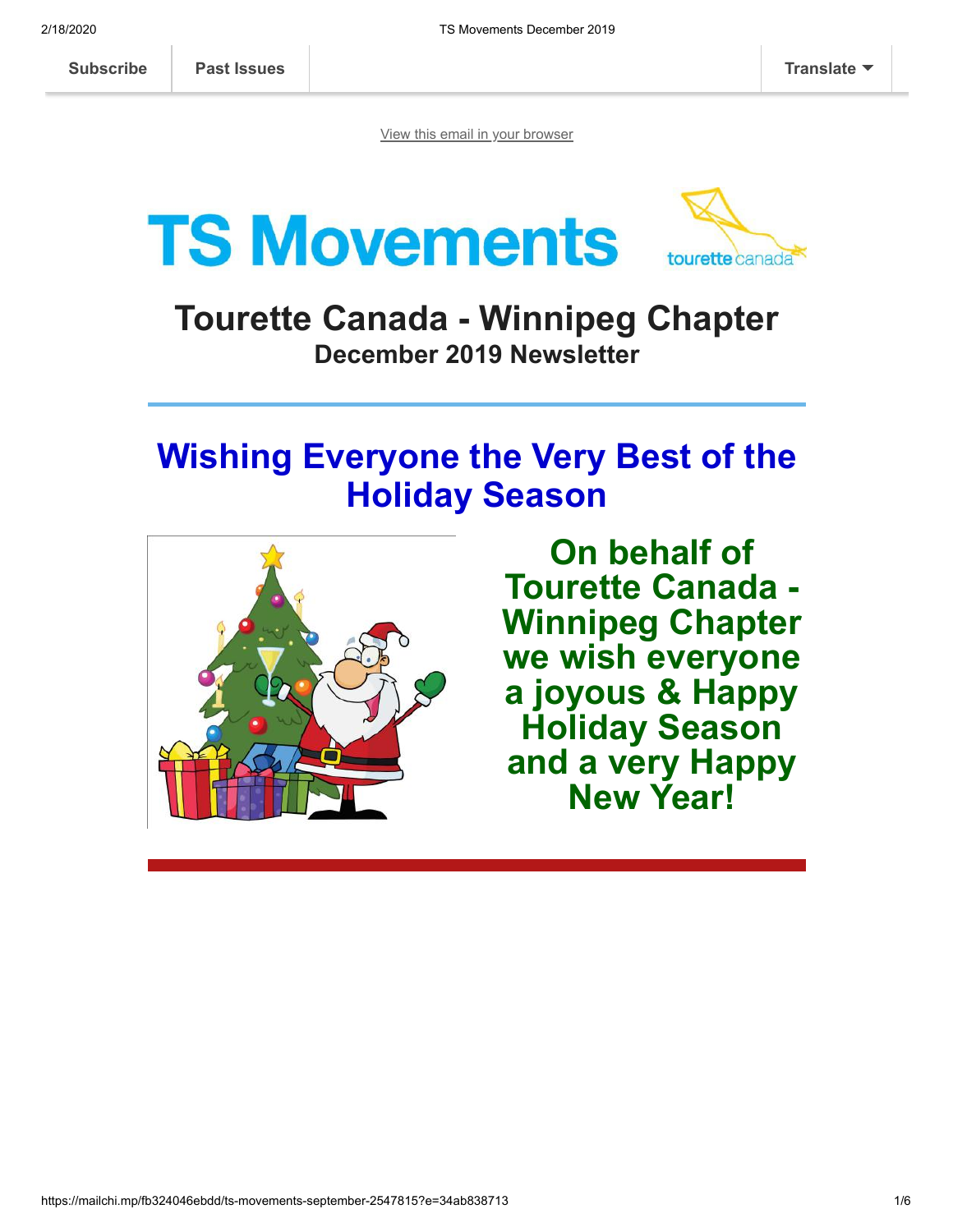Subscribe | Past Issues | Translate

View this email in your browser

# TS Movements

tourette canada

## Tourette Canada - Winnipeg Chapter

### December 2019 Newsletter

---

## Wishing Everyone the Very Best of the Holiday Season

**On behalf of Tourette Canada - Winnipeg Chapter we wish everyone a joyous & Happy Holiday Season and a very Happy New Year!**

---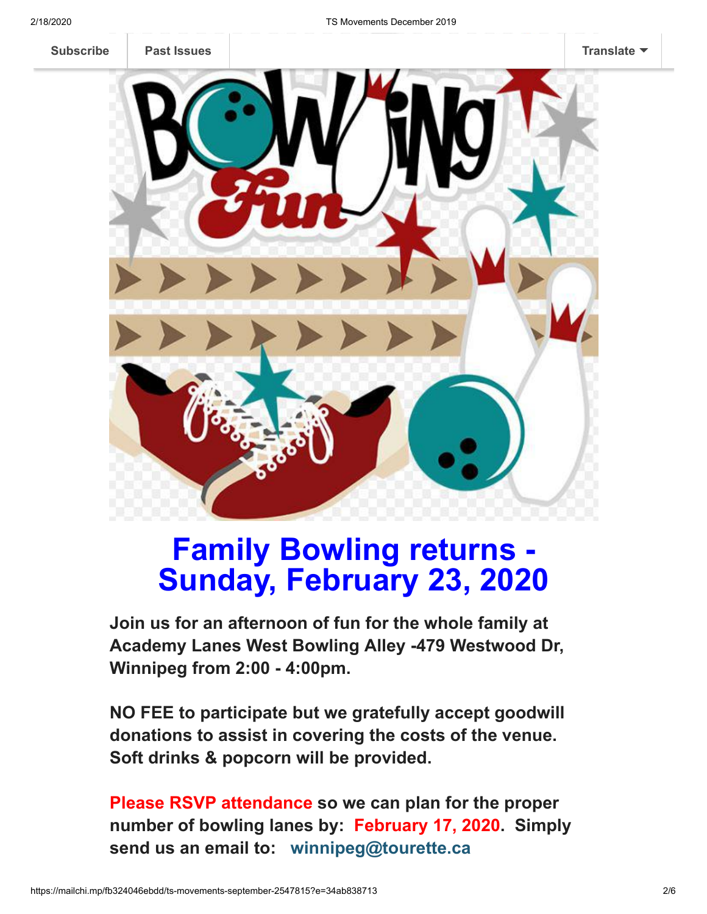# Family Bowling returns - Sunday, February 23, 2020

**Join us for an afternoon of fun for the whole family at Academy Lanes West Bowling Alley -479 Westwood Dr, Winnipeg from 2:00 - 4:00pm.**

**NO FEE to participate but we gratefully accept goodwill donations to assist in covering the costs of the venue. Soft drinks & popcorn will be provided.**

**Please RSVP attendance so we can plan for the proper number of bowling lanes by: February 17, 2020. Simply send us an email to: winnipeg@tourette.ca**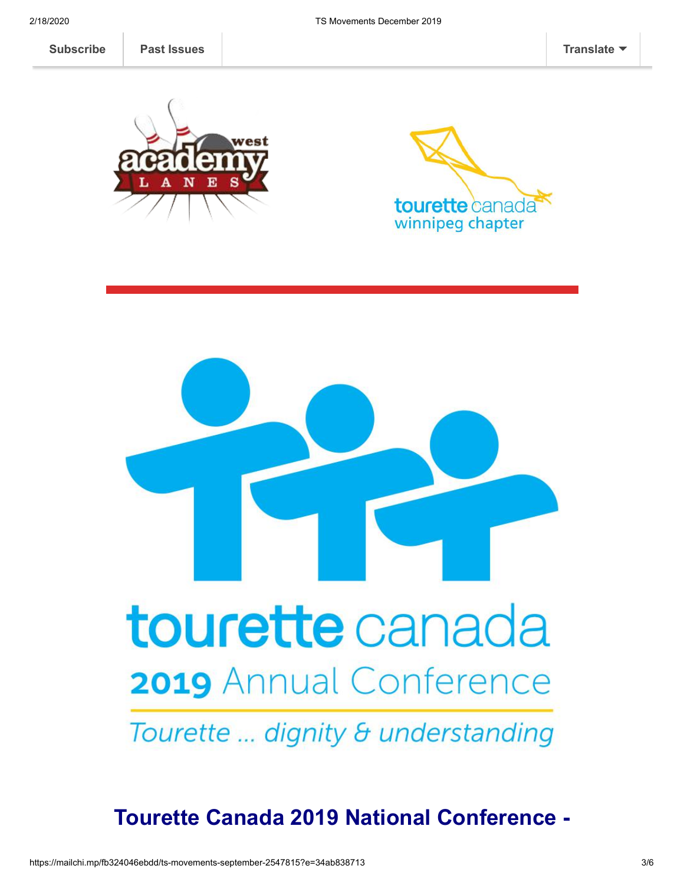Subscribe | Past Issues | Translate

## Tourette Canada 2019 National Conference -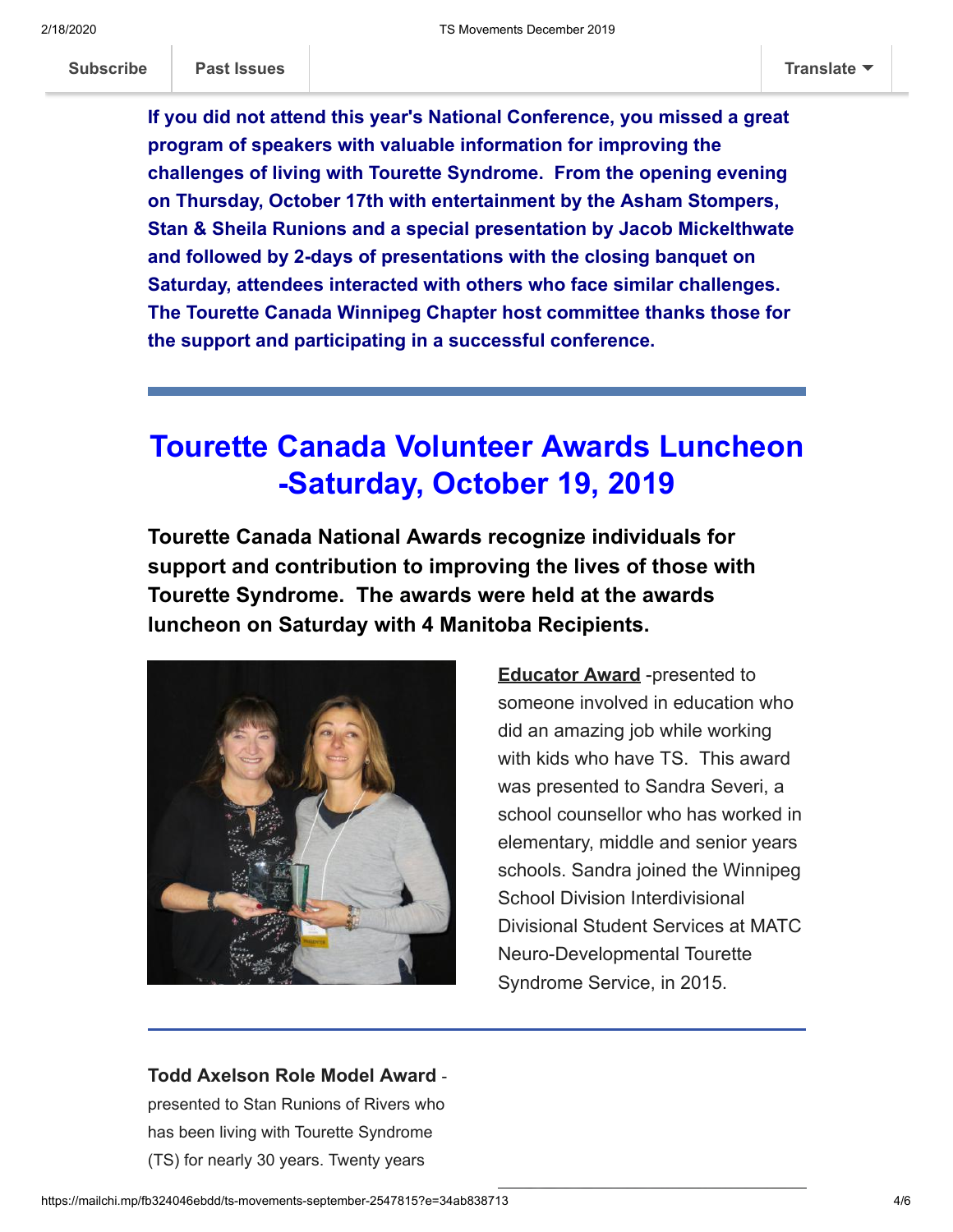**If you did not attend this year's National Conference, you missed a great program of speakers with valuable information for improving the challenges of living with Tourette Syndrome. From the opening evening on Thursday, October 17th with entertainment by the Asham Stompers, Stan & Sheila Runions and a special presentation by Jacob Mickelthwate and followed by 2-days of presentations with the closing banquet on Saturday, attendees interacted with others who face similar challenges. The Tourette Canada Winnipeg Chapter host committee thanks those for the support and participating in a successful conference.**

---

# Tourette Canada Volunteer Awards Luncheon -Saturday, October 19, 2019

**Tourette Canada National Awards recognize individuals for support and contribution to improving the lives of those with Tourette Syndrome. The awards were held at the awards luncheon on Saturday with 4 Manitoba Recipients.**

**Educator Award** -presented to someone involved in education who did an amazing job while working with kids who have TS. This award was presented to Sandra Severi, a school counsellor who has worked in elementary, middle and senior years schools. Sandra joined the Winnipeg School Division Interdivisional Divisional Student Services at MATC Neuro-Developmental Tourette Syndrome Service, in 2015.

---

**Todd Axelson Role Model Award** - presented to Stan Runions of Rivers who has been living with Tourette Syndrome (TS) for nearly 30 years. Twenty years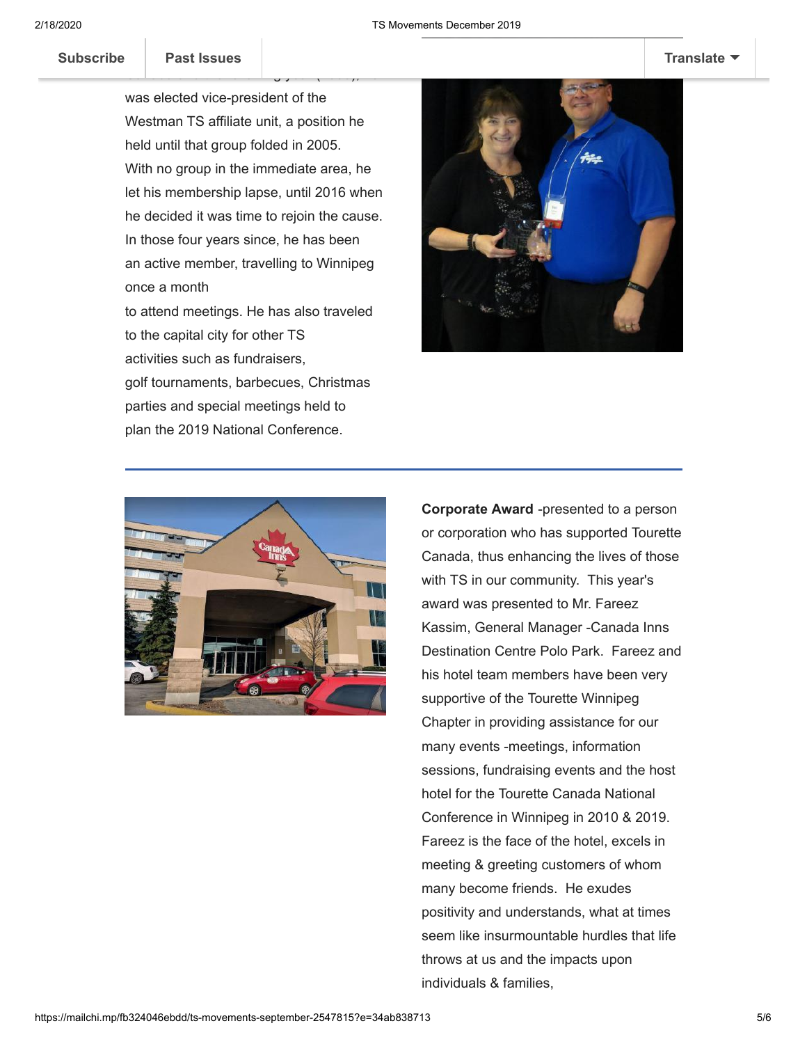was elected vice-president of the Westman TS affiliate unit, a position he held until that group folded in 2005. With no group in the immediate area, he let his membership lapse, until 2016 when he decided it was time to rejoin the cause. In those four years since, he has been an active member, travelling to Winnipeg once a month to attend meetings. He has also traveled to the capital city for other TS activities such as fundraisers, golf tournaments, barbecues, Christmas parties and special meetings held to plan the 2019 National Conference.

---

**Corporate Award** -presented to a person or corporation who has supported Tourette Canada, thus enhancing the lives of those with TS in our community. This year's award was presented to Mr. Fareez Kassim, General Manager -Canada Inns Destination Centre Polo Park. Fareez and his hotel team members have been very supportive of the Tourette Winnipeg Chapter in providing assistance for our many events -meetings, information sessions, fundraising events and the host hotel for the Tourette Canada National Conference in Winnipeg in 2010 & 2019. Fareez is the face of the hotel, excels in meeting & greeting customers of whom many become friends. He exudes positivity and understands, what at times seem like insurmountable hurdles that life throws at us and the impacts upon individuals & families,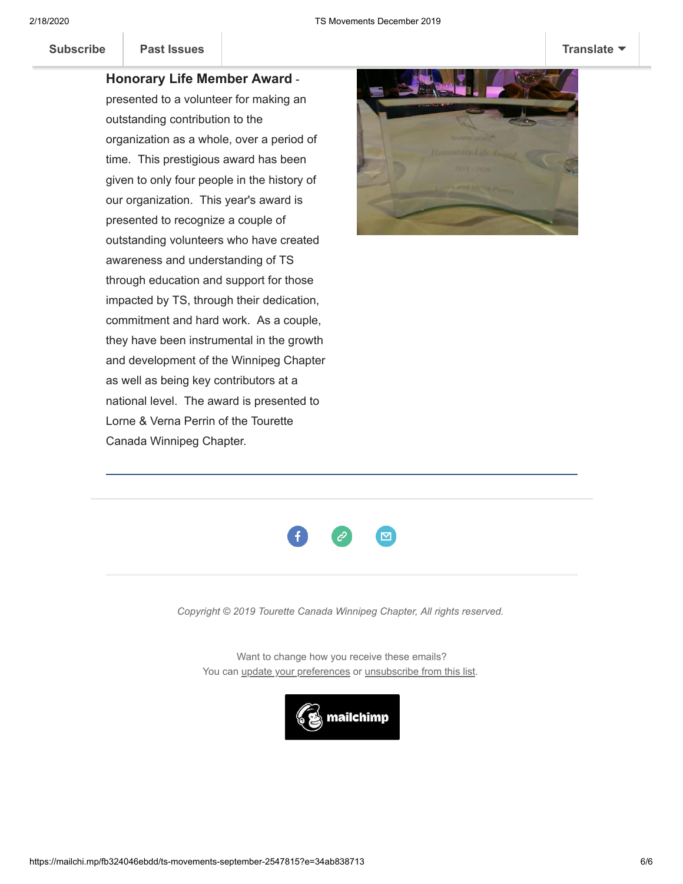Subscribe | Past Issues | Translate

**Honorary Life Member Award** - presented to a volunteer for making an outstanding contribution to the organization as a whole, over a period of time. This prestigious award has been given to only four people in the history of our organization. This year's award is presented to recognize a couple of outstanding volunteers who have created awareness and understanding of TS through education and support for those impacted by TS, through their dedication, commitment and hard work. As a couple, they have been instrumental in the growth and development of the Winnipeg Chapter as well as being key contributors at a national level. The award is presented to Lorne & Verna Perrin of the Tourette Canada Winnipeg Chapter.

---

*Copyright © 2019 Tourette Canada Winnipeg Chapter, All rights reserved.*

Want to change how you receive these emails?
You can update your preferences or unsubscribe from this list.

mailchimp